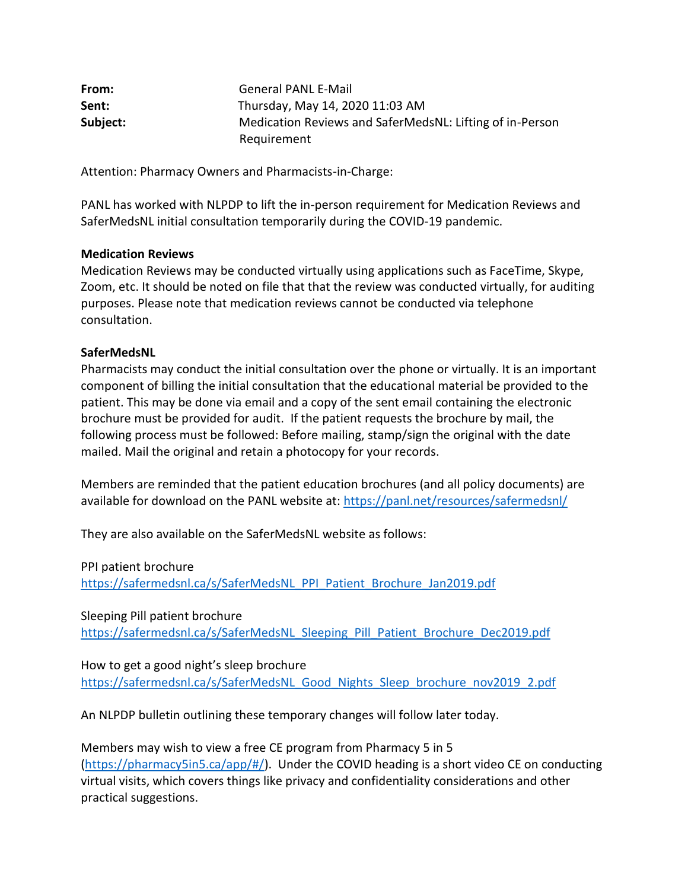**From:** General PANL E-Mail
**Sent:** Thursday, May 14, 2020 11:03 AM
**Subject:** Medication Reviews and SaferMedsNL: Lifting of in-Person Requirement

Attention: Pharmacy Owners and Pharmacists-in-Charge:

PANL has worked with NLPDP to lift the in-person requirement for Medication Reviews and SaferMedsNL initial consultation temporarily during the COVID-19 pandemic.

**Medication Reviews**
Medication Reviews may be conducted virtually using applications such as FaceTime, Skype, Zoom, etc. It should be noted on file that that the review was conducted virtually, for auditing purposes. Please note that medication reviews cannot be conducted via telephone consultation.

**SaferMedsNL**
Pharmacists may conduct the initial consultation over the phone or virtually. It is an important component of billing the initial consultation that the educational material be provided to the patient. This may be done via email and a copy of the sent email containing the electronic brochure must be provided for audit. If the patient requests the brochure by mail, the following process must be followed: Before mailing, stamp/sign the original with the date mailed. Mail the original and retain a photocopy for your records.

Members are reminded that the patient education brochures (and all policy documents) are available for download on the PANL website at: https://panl.net/resources/safermedsnl/

They are also available on the SaferMedsNL website as follows:

PPI patient brochure
https://safermedsnl.ca/s/SaferMedsNL_PPI_Patient_Brochure_Jan2019.pdf

Sleeping Pill patient brochure
https://safermedsnl.ca/s/SaferMedsNL_Sleeping_Pill_Patient_Brochure_Dec2019.pdf

How to get a good night's sleep brochure
https://safermedsnl.ca/s/SaferMedsNL_Good_Nights_Sleep_brochure_nov2019_2.pdf

An NLPDP bulletin outlining these temporary changes will follow later today.

Members may wish to view a free CE program from Pharmacy 5 in 5 (https://pharmacy5in5.ca/app/#/). Under the COVID heading is a short video CE on conducting virtual visits, which covers things like privacy and confidentiality considerations and other practical suggestions.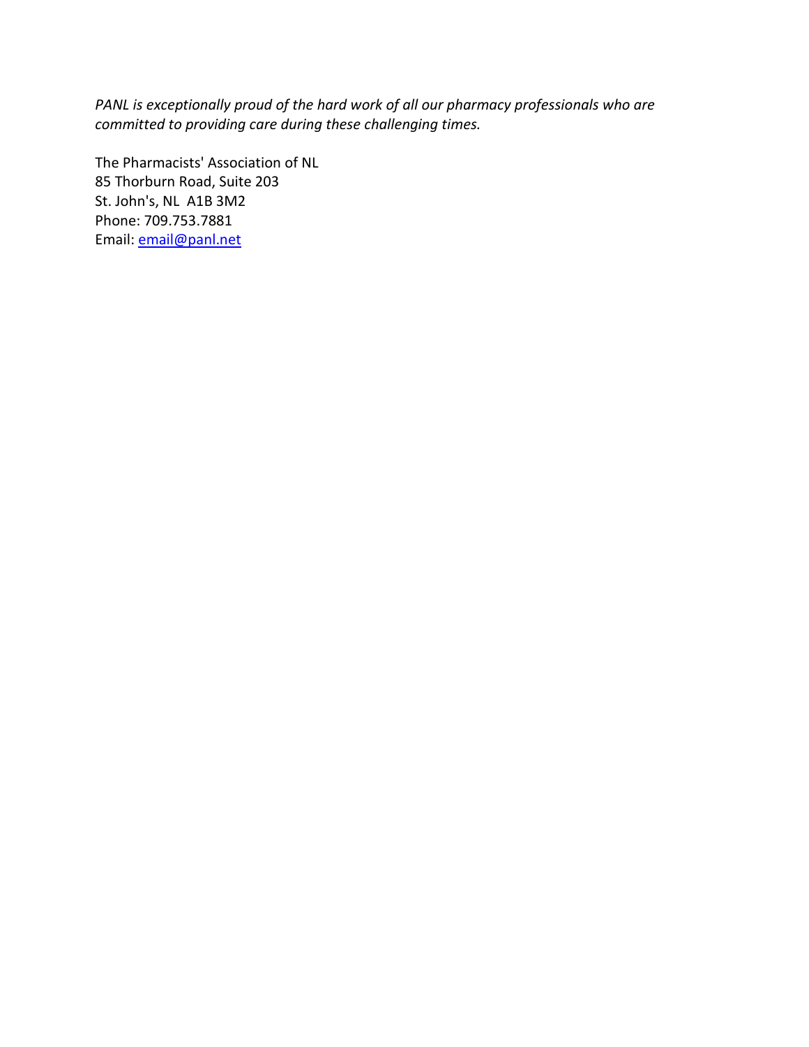*PANL is exceptionally proud of the hard work of all our pharmacy professionals who are committed to providing care during these challenging times.*

The Pharmacists' Association of NL  
85 Thorburn Road, Suite 203  
St. John's, NL  A1B 3M2  
Phone: 709.753.7881  
Email: [email@panl.net](mailto:email@panl.net)